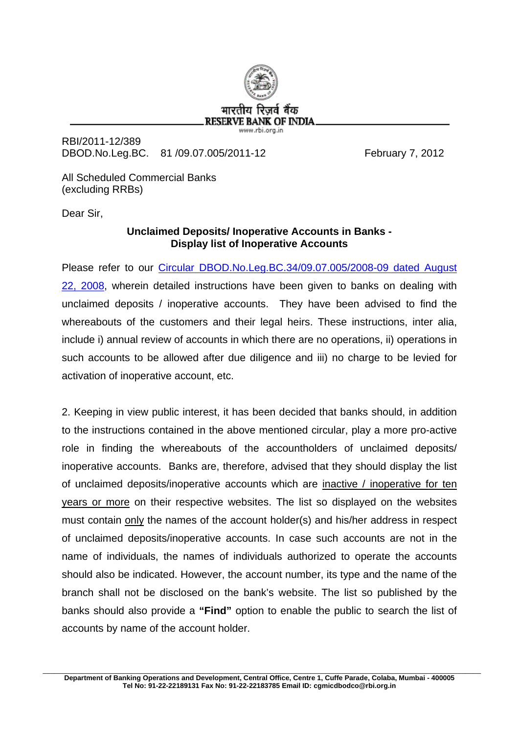भारतीय रिज़र्व बैंक
RESERVE BANK OF INDIA
www.rbi.org.in

RBI/2011-12/389
DBOD.No.Leg.BC. 81 /09.07.005/2011-12 February 7, 2012

All Scheduled Commercial Banks
(excluding RRBs)

Dear Sir,

**Unclaimed Deposits/ Inoperative Accounts in Banks - Display list of Inoperative Accounts**

Please refer to our Circular DBOD.No.Leg.BC.34/09.07.005/2008-09 dated August 22, 2008, wherein detailed instructions have been given to banks on dealing with unclaimed deposits / inoperative accounts. They have been advised to find the whereabouts of the customers and their legal heirs. These instructions, inter alia, include i) annual review of accounts in which there are no operations, ii) operations in such accounts to be allowed after due diligence and iii) no charge to be levied for activation of inoperative account, etc.

2. Keeping in view public interest, it has been decided that banks should, in addition to the instructions contained in the above mentioned circular, play a more pro-active role in finding the whereabouts of the accountholders of unclaimed deposits/ inoperative accounts. Banks are, therefore, advised that they should display the list of unclaimed deposits/inoperative accounts which are inactive / inoperative for ten years or more on their respective websites. The list so displayed on the websites must contain only the names of the account holder(s) and his/her address in respect of unclaimed deposits/inoperative accounts. In case such accounts are not in the name of individuals, the names of individuals authorized to operate the accounts should also be indicated. However, the account number, its type and the name of the branch shall not be disclosed on the bank's website. The list so published by the banks should also provide a **"Find"** option to enable the public to search the list of accounts by name of the account holder.

Department of Banking Operations and Development, Central Office, Centre 1, Cuffe Parade, Colaba, Mumbai - 400005
Tel No: 91-22-22189131 Fax No: 91-22-22183785 Email ID: cgmicdbodco@rbi.org.in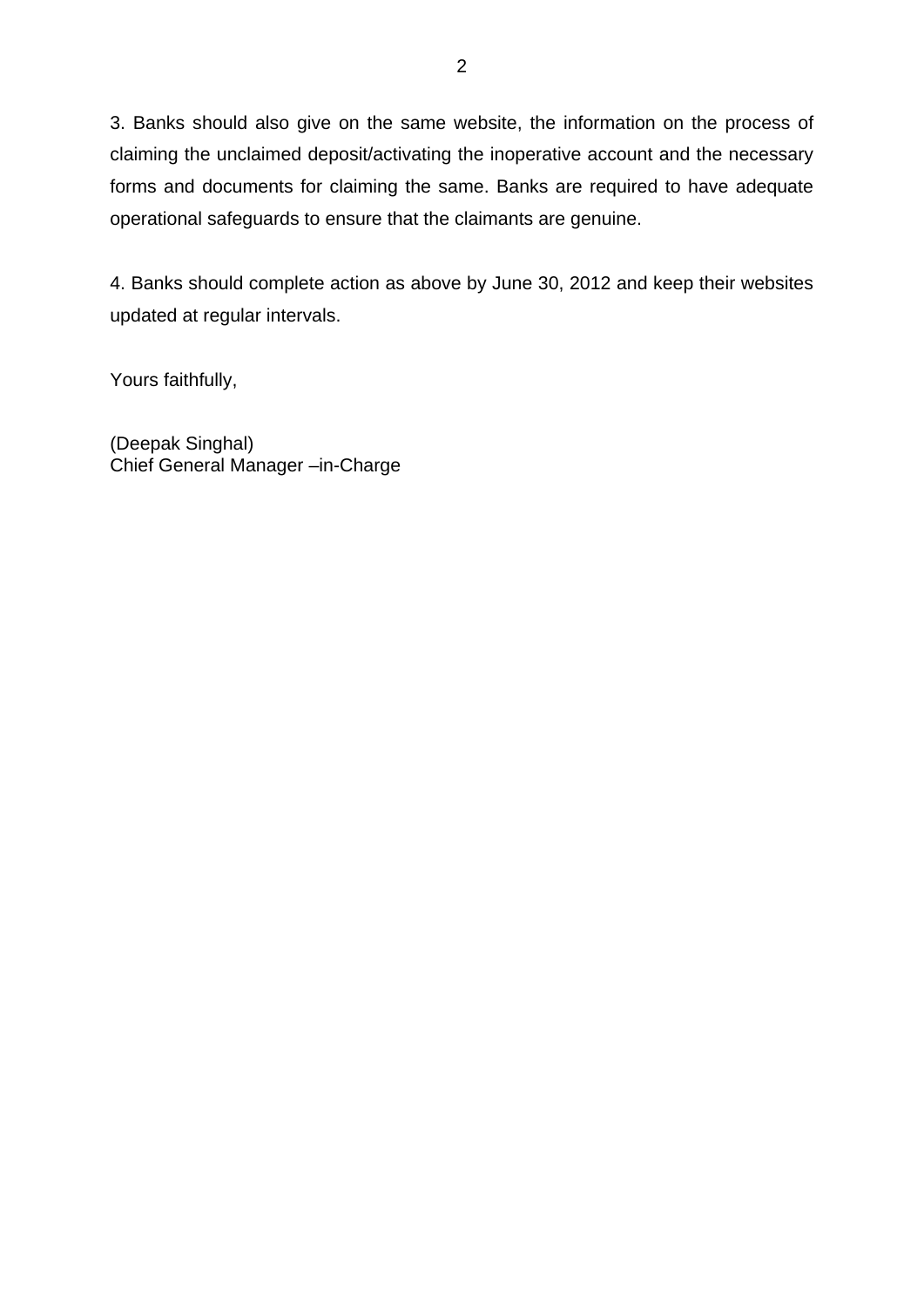3. Banks should also give on the same website, the information on the process of claiming the unclaimed deposit/activating the inoperative account and the necessary forms and documents for claiming the same. Banks are required to have adequate operational safeguards to ensure that the claimants are genuine.

4. Banks should complete action as above by June 30, 2012 and keep their websites updated at regular intervals.

Yours faithfully,

(Deepak Singhal)
Chief General Manager –in-Charge